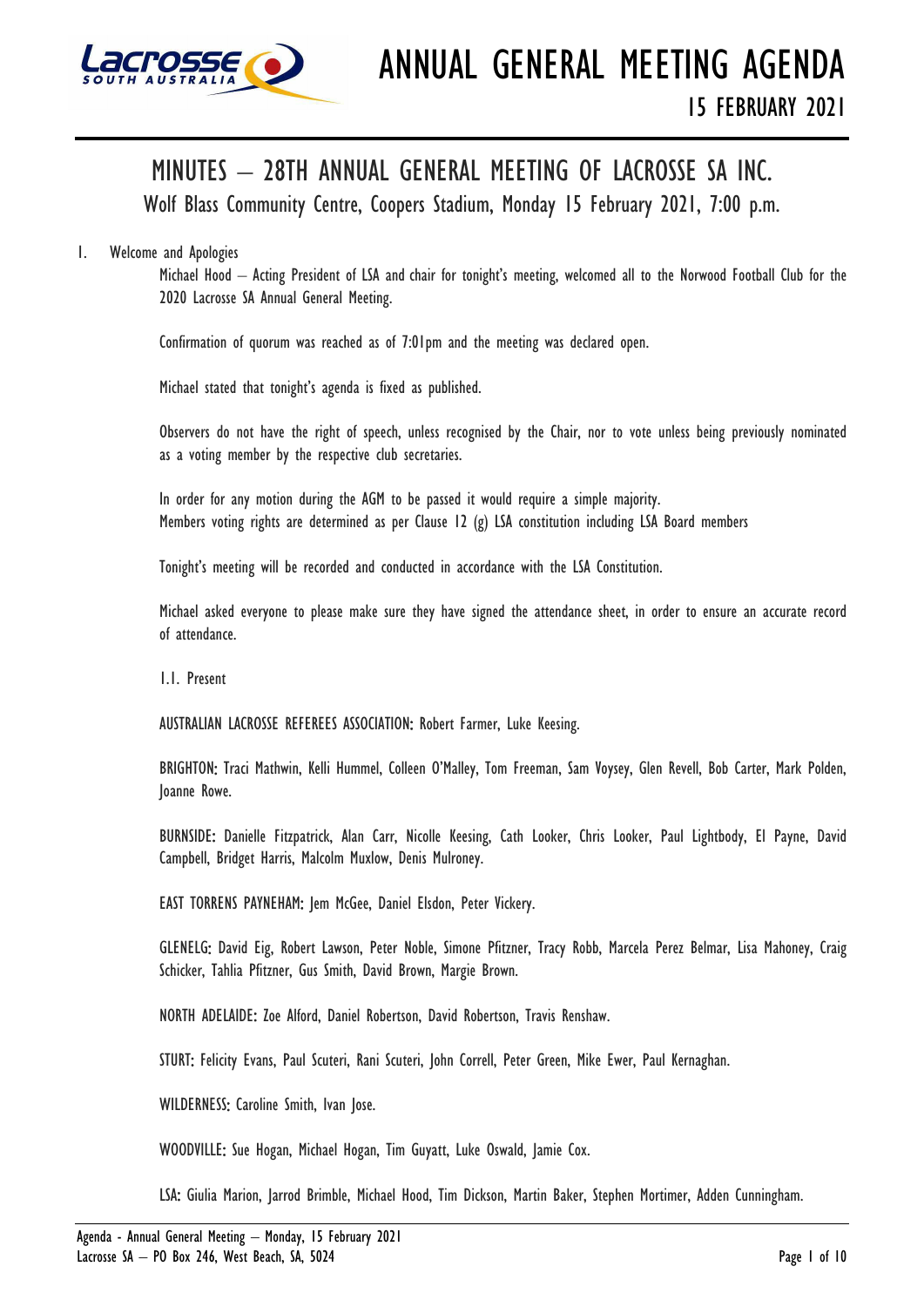# ANNUAL GENERAL MEETING AGENDA

## 15 FEBRUARY 2021

## MINUTES – 28TH ANNUAL GENERAL MEETING OF LACROSSE SA INC.

Wolf Blass Community Centre, Coopers Stadium, Monday 15 February 2021, 7:00 p.m.

1. Welcome and Apologies

   Michael Hood – Acting President of LSA and chair for tonight's meeting, welcomed all to the Norwood Football Club for the 2020 Lacrosse SA Annual General Meeting.

   Confirmation of quorum was reached as of 7:01pm and the meeting was declared open.

   Michael stated that tonight's agenda is fixed as published.

   Observers do not have the right of speech, unless recognised by the Chair, nor to vote unless being previously nominated as a voting member by the respective club secretaries.

   In order for any motion during the AGM to be passed it would require a simple majority.
   Members voting rights are determined as per Clause 12 (g) LSA constitution including LSA Board members

   Tonight's meeting will be recorded and conducted in accordance with the LSA Constitution.

   Michael asked everyone to please make sure they have signed the attendance sheet, in order to ensure an accurate record of attendance.

   1.1. Present

   AUSTRALIAN LACROSSE REFEREES ASSOCIATION: Robert Farmer, Luke Keesing.

   BRIGHTON: Traci Mathwin, Kelli Hummel, Colleen O'Malley, Tom Freeman, Sam Voysey, Glen Revell, Bob Carter, Mark Polden, Joanne Rowe.

   BURNSIDE: Danielle Fitzpatrick, Alan Carr, Nicolle Keesing, Cath Looker, Chris Looker, Paul Lightbody, El Payne, David Campbell, Bridget Harris, Malcolm Muxlow, Denis Mulroney.

   EAST TORRENS PAYNEHAM: Jem McGee, Daniel Elsdon, Peter Vickery.

   GLENELG: David Eig, Robert Lawson, Peter Noble, Simone Pfitzner, Tracy Robb, Marcela Perez Belmar, Lisa Mahoney, Craig Schicker, Tahlia Pfitzner, Gus Smith, David Brown, Margie Brown.

   NORTH ADELAIDE: Zoe Alford, Daniel Robertson, David Robertson, Travis Renshaw.

   STURT: Felicity Evans, Paul Scuteri, Rani Scuteri, John Correll, Peter Green, Mike Ewer, Paul Kernaghan.

   WILDERNESS: Caroline Smith, Ivan Jose.

   WOODVILLE: Sue Hogan, Michael Hogan, Tim Guyatt, Luke Oswald, Jamie Cox.

   LSA: Giulia Marion, Jarrod Brimble, Michael Hood, Tim Dickson, Martin Baker, Stephen Mortimer, Adden Cunningham.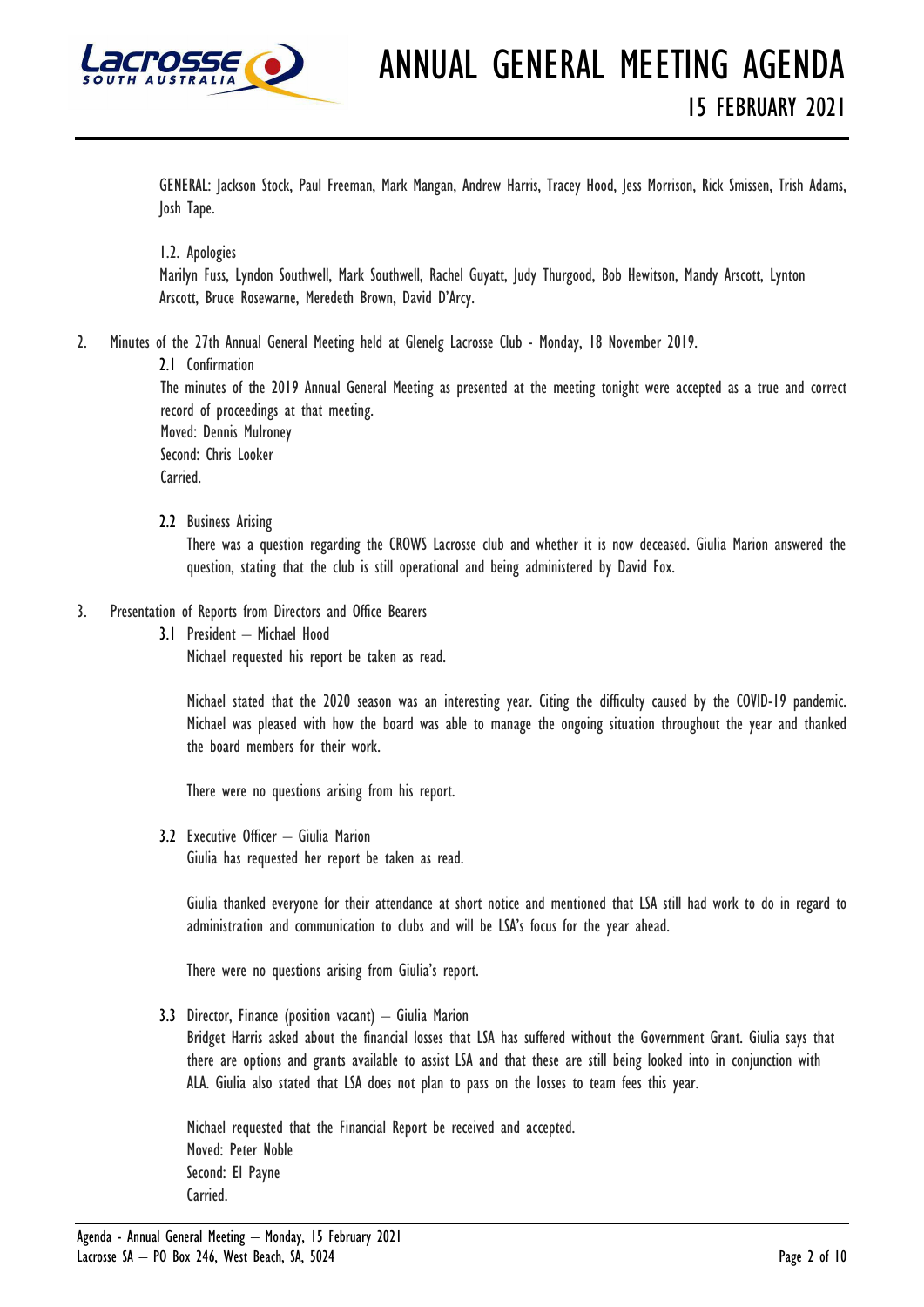GENERAL: Jackson Stock, Paul Freeman, Mark Mangan, Andrew Harris, Tracey Hood, Jess Morrison, Rick Smissen, Trish Adams, Josh Tape.

1.2. Apologies

Marilyn Fuss, Lyndon Southwell, Mark Southwell, Rachel Guyatt, Judy Thurgood, Bob Hewitson, Mandy Arscott, Lynton Arscott, Bruce Rosewarne, Meredeth Brown, David D'Arcy.

2. Minutes of the 27th Annual General Meeting held at Glenelg Lacrosse Club - Monday, 18 November 2019.

2.1 Confirmation

The minutes of the 2019 Annual General Meeting as presented at the meeting tonight were accepted as a true and correct record of proceedings at that meeting.
Moved: Dennis Mulroney
Second: Chris Looker
Carried.

2.2 Business Arising

There was a question regarding the CROWS Lacrosse club and whether it is now deceased. Giulia Marion answered the question, stating that the club is still operational and being administered by David Fox.

3. Presentation of Reports from Directors and Office Bearers

3.1 President – Michael Hood

Michael requested his report be taken as read.

Michael stated that the 2020 season was an interesting year. Citing the difficulty caused by the COVID-19 pandemic. Michael was pleased with how the board was able to manage the ongoing situation throughout the year and thanked the board members for their work.

There were no questions arising from his report.

3.2 Executive Officer – Giulia Marion

Giulia has requested her report be taken as read.

Giulia thanked everyone for their attendance at short notice and mentioned that LSA still had work to do in regard to administration and communication to clubs and will be LSA's focus for the year ahead.

There were no questions arising from Giulia's report.

3.3 Director, Finance (position vacant) – Giulia Marion

Bridget Harris asked about the financial losses that LSA has suffered without the Government Grant. Giulia says that there are options and grants available to assist LSA and that these are still being looked into in conjunction with ALA. Giulia also stated that LSA does not plan to pass on the losses to team fees this year.

Michael requested that the Financial Report be received and accepted.
Moved: Peter Noble
Second: El Payne
Carried.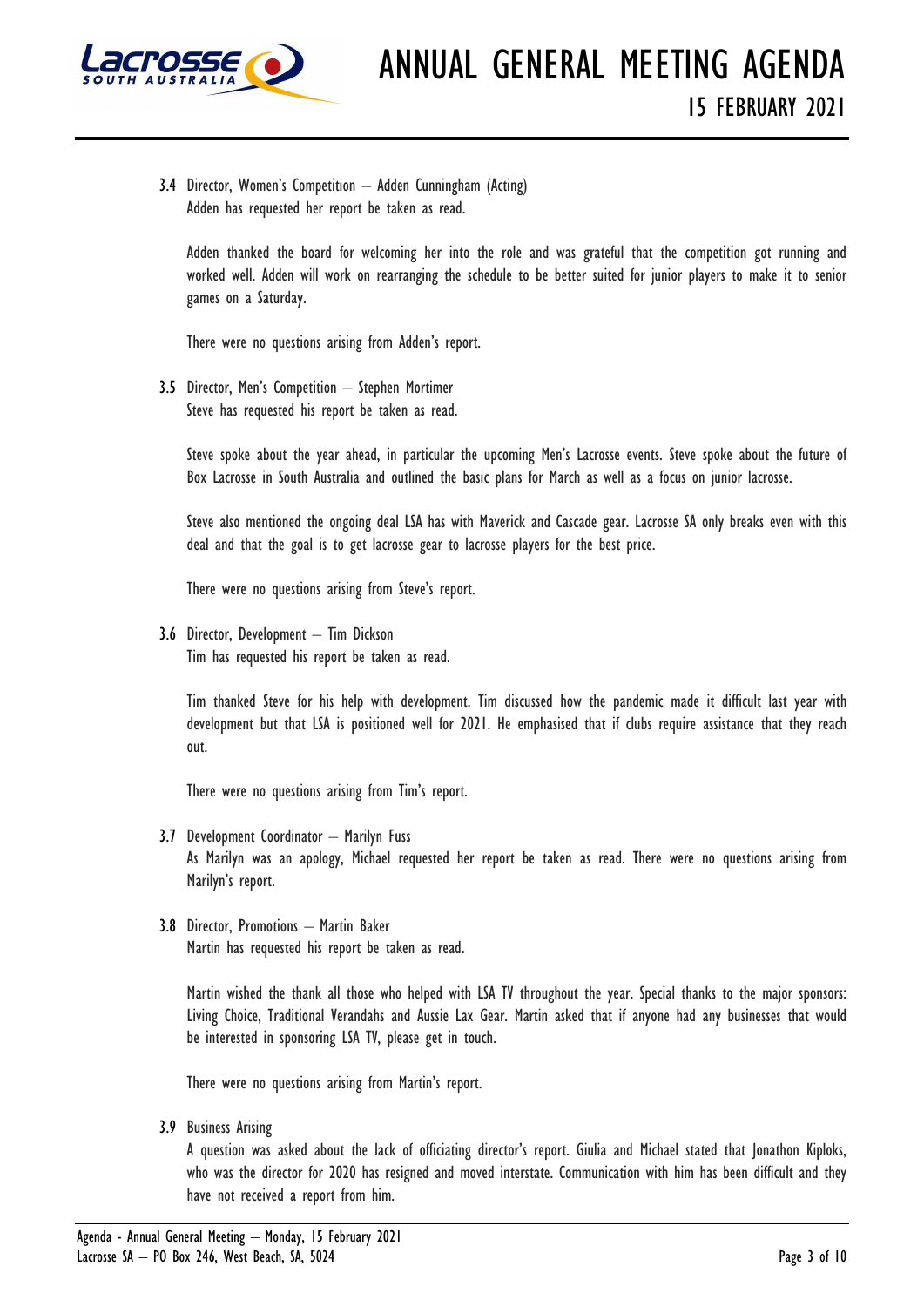3.4 Director, Women's Competition – Adden Cunningham (Acting)
Adden has requested her report be taken as read.

Adden thanked the board for welcoming her into the role and was grateful that the competition got running and worked well. Adden will work on rearranging the schedule to be better suited for junior players to make it to senior games on a Saturday.

There were no questions arising from Adden's report.

3.5 Director, Men's Competition – Stephen Mortimer
Steve has requested his report be taken as read.

Steve spoke about the year ahead, in particular the upcoming Men's Lacrosse events. Steve spoke about the future of Box Lacrosse in South Australia and outlined the basic plans for March as well as a focus on junior lacrosse.

Steve also mentioned the ongoing deal LSA has with Maverick and Cascade gear. Lacrosse SA only breaks even with this deal and that the goal is to get lacrosse gear to lacrosse players for the best price.

There were no questions arising from Steve's report.

3.6 Director, Development – Tim Dickson
Tim has requested his report be taken as read.

Tim thanked Steve for his help with development. Tim discussed how the pandemic made it difficult last year with development but that LSA is positioned well for 2021. He emphasised that if clubs require assistance that they reach out.

There were no questions arising from Tim's report.

3.7 Development Coordinator – Marilyn Fuss
As Marilyn was an apology, Michael requested her report be taken as read. There were no questions arising from Marilyn's report.

3.8 Director, Promotions – Martin Baker
Martin has requested his report be taken as read.

Martin wished the thank all those who helped with LSA TV throughout the year. Special thanks to the major sponsors: Living Choice, Traditional Verandahs and Aussie Lax Gear. Martin asked that if anyone had any businesses that would be interested in sponsoring LSA TV, please get in touch.

There were no questions arising from Martin's report.

3.9 Business Arising
A question was asked about the lack of officiating director's report. Giulia and Michael stated that Jonathon Kiploks, who was the director for 2020 has resigned and moved interstate. Communication with him has been difficult and they have not received a report from him.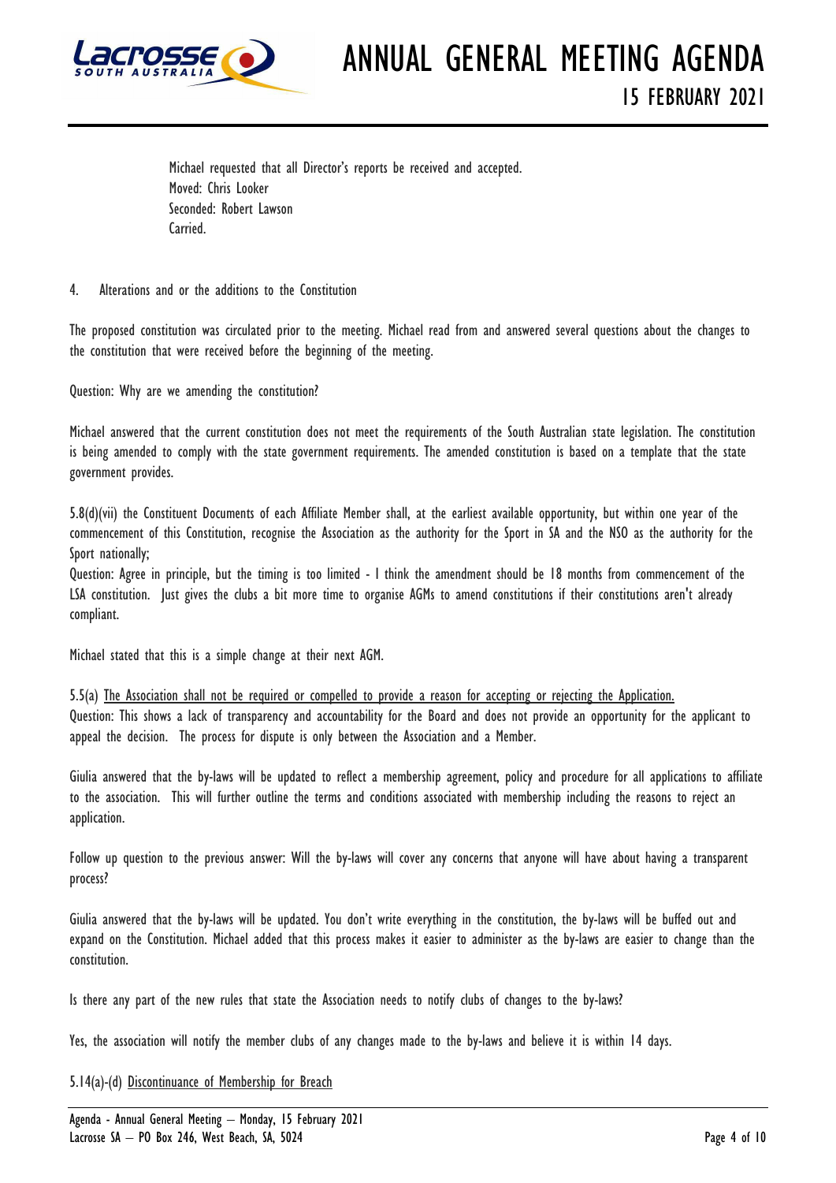Michael requested that all Director's reports be received and accepted.
Moved: Chris Looker
Seconded: Robert Lawson
Carried.

4. Alterations and or the additions to the Constitution

The proposed constitution was circulated prior to the meeting. Michael read from and answered several questions about the changes to the constitution that were received before the beginning of the meeting.

Question: Why are we amending the constitution?

Michael answered that the current constitution does not meet the requirements of the South Australian state legislation. The constitution is being amended to comply with the state government requirements. The amended constitution is based on a template that the state government provides.

5.8(d)(vii) the Constituent Documents of each Affiliate Member shall, at the earliest available opportunity, but within one year of the commencement of this Constitution, recognise the Association as the authority for the Sport in SA and the NSO as the authority for the Sport nationally;
Question: Agree in principle, but the timing is too limited - I think the amendment should be 18 months from commencement of the LSA constitution. Just gives the clubs a bit more time to organise AGMs to amend constitutions if their constitutions aren't already compliant.

Michael stated that this is a simple change at their next AGM.

5.5(a) <u>The Association shall not be required or compelled to provide a reason for accepting or rejecting the Application.</u>
Question: This shows a lack of transparency and accountability for the Board and does not provide an opportunity for the applicant to appeal the decision. The process for dispute is only between the Association and a Member.

Giulia answered that the by-laws will be updated to reflect a membership agreement, policy and procedure for all applications to affiliate to the association. This will further outline the terms and conditions associated with membership including the reasons to reject an application.

Follow up question to the previous answer: Will the by-laws will cover any concerns that anyone will have about having a transparent process?

Giulia answered that the by-laws will be updated. You don't write everything in the constitution, the by-laws will be buffed out and expand on the Constitution. Michael added that this process makes it easier to administer as the by-laws are easier to change than the constitution.

Is there any part of the new rules that state the Association needs to notify clubs of changes to the by-laws?

Yes, the association will notify the member clubs of any changes made to the by-laws and believe it is within 14 days.

5.14(a)-(d) <u>Discontinuance of Membership for Breach</u>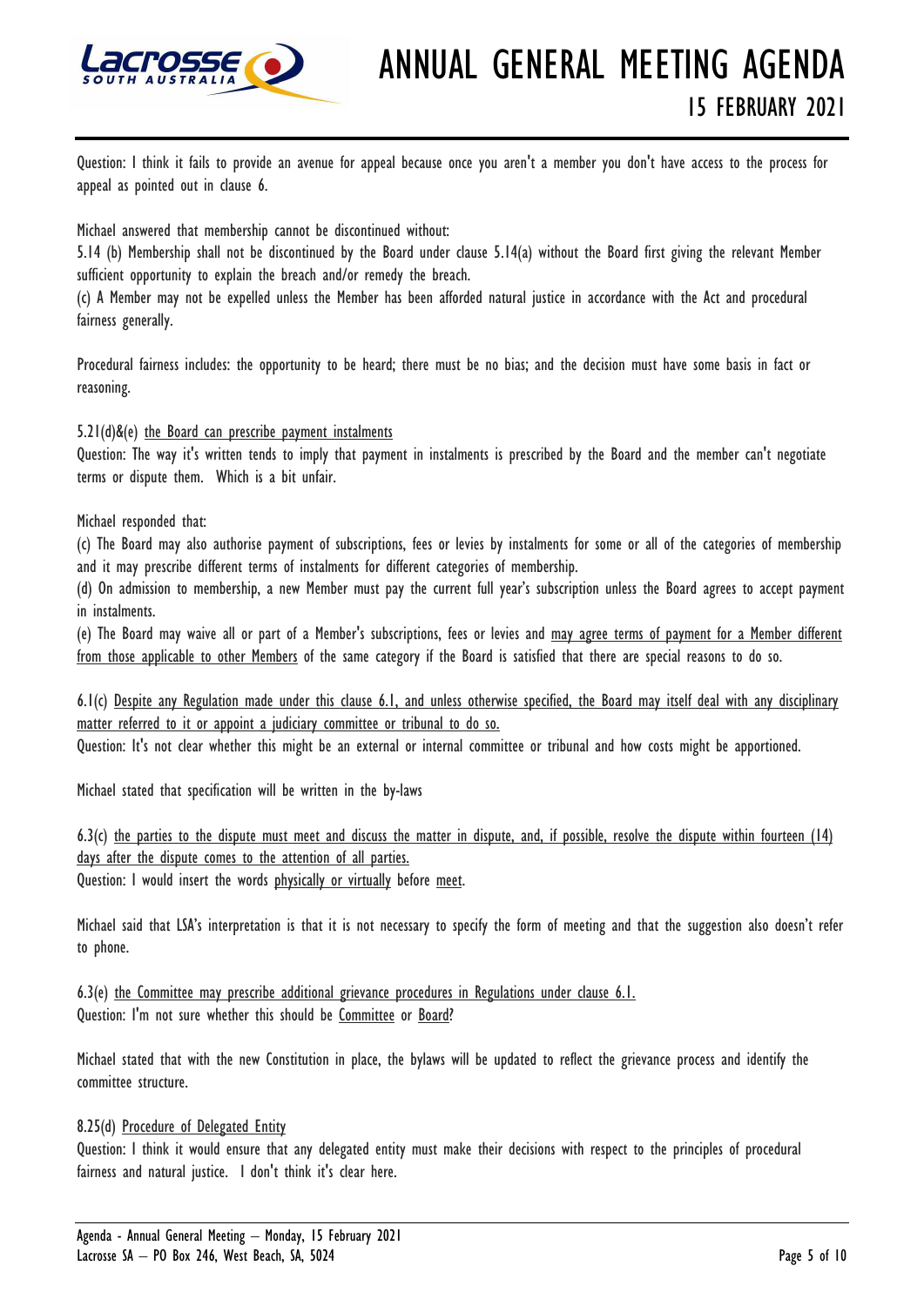Question: I think it fails to provide an avenue for appeal because once you aren't a member you don't have access to the process for appeal as pointed out in clause 6.

Michael answered that membership cannot be discontinued without:

5.14 (b) Membership shall not be discontinued by the Board under clause 5.14(a) without the Board first giving the relevant Member sufficient opportunity to explain the breach and/or remedy the breach.

(c) A Member may not be expelled unless the Member has been afforded natural justice in accordance with the Act and procedural fairness generally.

Procedural fairness includes: the opportunity to be heard; there must be no bias; and the decision must have some basis in fact or reasoning.

5.21(d)&(e) <u>the Board can prescribe payment instalments</u>

Question: The way it's written tends to imply that payment in instalments is prescribed by the Board and the member can't negotiate terms or dispute them. Which is a bit unfair.

Michael responded that:

(c) The Board may also authorise payment of subscriptions, fees or levies by instalments for some or all of the categories of membership and it may prescribe different terms of instalments for different categories of membership.

(d) On admission to membership, a new Member must pay the current full year's subscription unless the Board agrees to accept payment in instalments.

(e) The Board may waive all or part of a Member's subscriptions, fees or levies and <u>may agree terms of payment for a Member different from those applicable to other Members</u> of the same category if the Board is satisfied that there are special reasons to do so.

6.1(c) <u>Despite any Regulation made under this clause 6.1, and unless otherwise specified, the Board may itself deal with any disciplinary matter referred to it or appoint a judiciary committee or tribunal to do so.</u>

Question: It's not clear whether this might be an external or internal committee or tribunal and how costs might be apportioned.

Michael stated that specification will be written in the by-laws

6.3(c) <u>the parties to the dispute must meet and discuss the matter in dispute, and, if possible, resolve the dispute within fourteen (14) days after the dispute comes to the attention of all parties.</u>

Question: I would insert the words <u>physically or virtually</u> before <u>meet</u>.

Michael said that LSA's interpretation is that it is not necessary to specify the form of meeting and that the suggestion also doesn't refer to phone.

6.3(e) <u>the Committee may prescribe additional grievance procedures in Regulations under clause 6.1.</u>

Question: I'm not sure whether this should be <u>Committee</u> or <u>Board</u>?

Michael stated that with the new Constitution in place, the bylaws will be updated to reflect the grievance process and identify the committee structure.

8.25(d) <u>Procedure of Delegated Entity</u>

Question: I think it would ensure that any delegated entity must make their decisions with respect to the principles of procedural fairness and natural justice. I don't think it's clear here.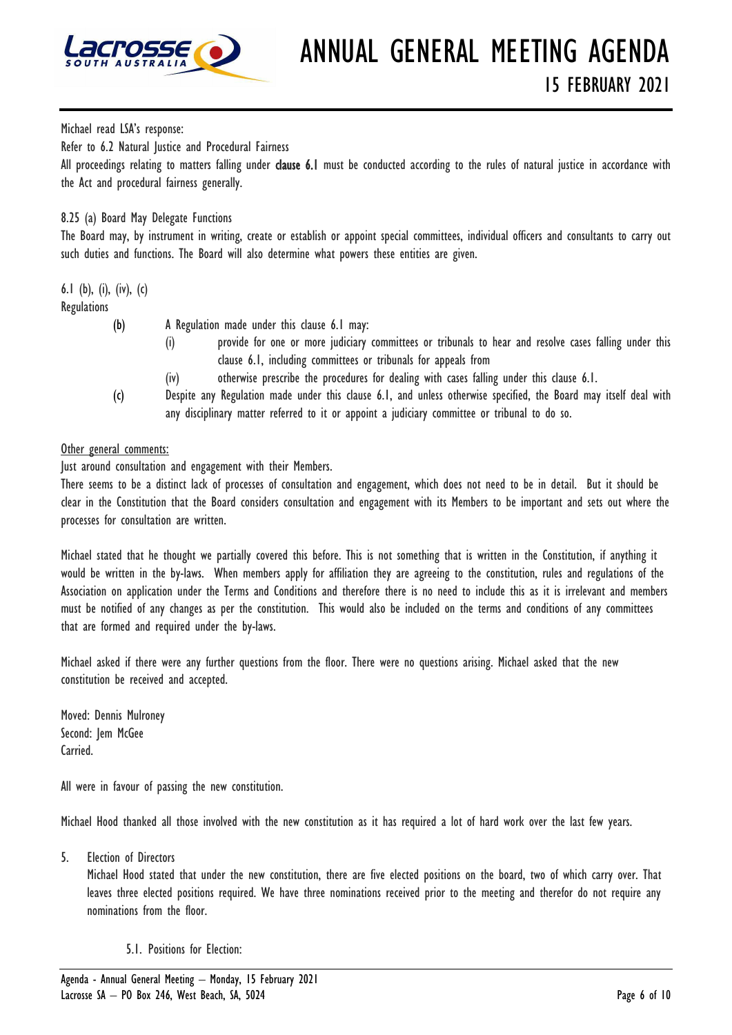Michael read LSA's response:

Refer to 6.2 Natural Justice and Procedural Fairness

All proceedings relating to matters falling under **clause 6.1** must be conducted according to the rules of natural justice in accordance with the Act and procedural fairness generally.

8.25 (a) Board May Delegate Functions

The Board may, by instrument in writing, create or establish or appoint special committees, individual officers and consultants to carry out such duties and functions. The Board will also determine what powers these entities are given.

6.1 (b), (i), (iv), (c)

Regulations

(b) A Regulation made under this clause 6.1 may:

  (i) provide for one or more judiciary committees or tribunals to hear and resolve cases falling under this clause 6.1, including committees or tribunals for appeals from

  (iv) otherwise prescribe the procedures for dealing with cases falling under this clause 6.1.

(c) Despite any Regulation made under this clause 6.1, and unless otherwise specified, the Board may itself deal with any disciplinary matter referred to it or appoint a judiciary committee or tribunal to do so.

<u>Other general comments:</u>

Just around consultation and engagement with their Members.

There seems to be a distinct lack of processes of consultation and engagement, which does not need to be in detail. But it should be clear in the Constitution that the Board considers consultation and engagement with its Members to be important and sets out where the processes for consultation are written.

Michael stated that he thought we partially covered this before. This is not something that is written in the Constitution, if anything it would be written in the by-laws. When members apply for affiliation they are agreeing to the constitution, rules and regulations of the Association on application under the Terms and Conditions and therefore there is no need to include this as it is irrelevant and members must be notified of any changes as per the constitution. This would also be included on the terms and conditions of any committees that are formed and required under the by-laws.

Michael asked if there were any further questions from the floor. There were no questions arising. Michael asked that the new constitution be received and accepted.

Moved: Dennis Mulroney
Second: Jem McGee
Carried.

All were in favour of passing the new constitution.

Michael Hood thanked all those involved with the new constitution as it has required a lot of hard work over the last few years.

5. Election of Directors

   Michael Hood stated that under the new constitution, there are five elected positions on the board, two of which carry over. That leaves three elected positions required. We have three nominations received prior to the meeting and therefor do not require any nominations from the floor.

   5.1. Positions for Election: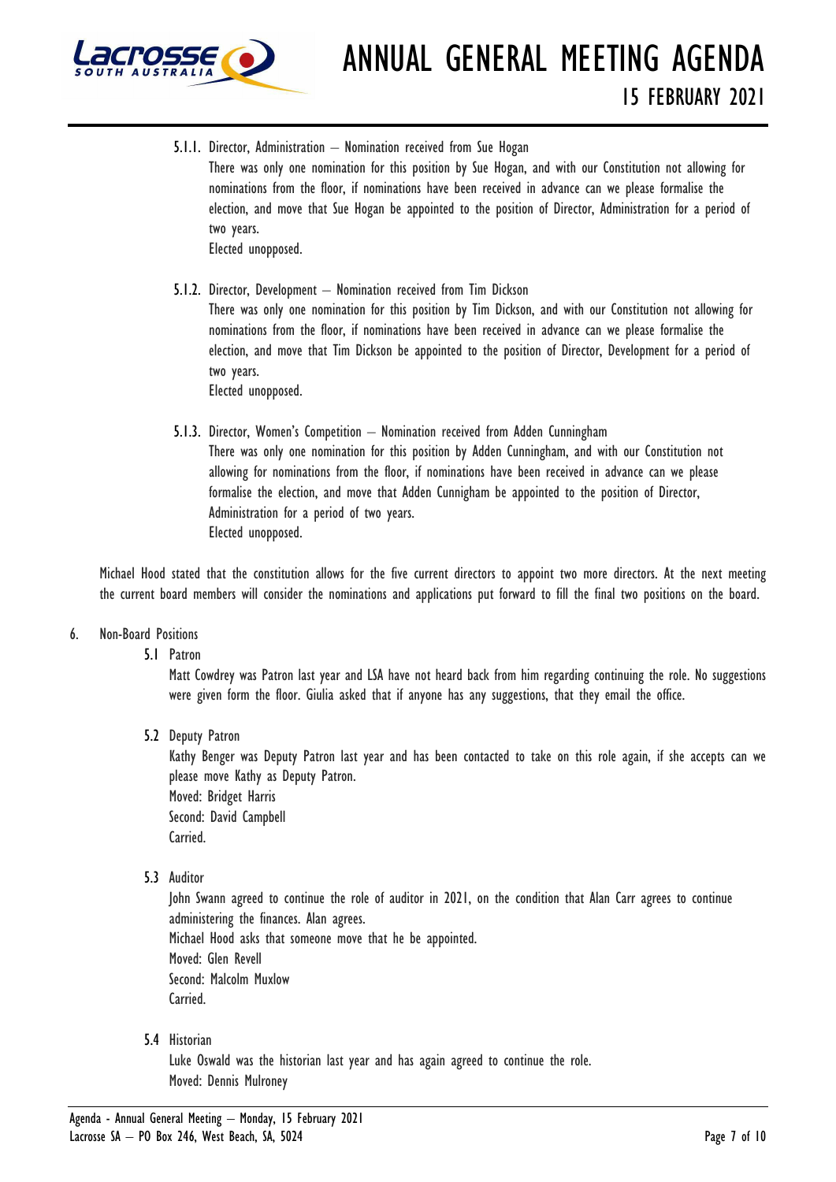5.1.1. Director, Administration – Nomination received from Sue Hogan

There was only one nomination for this position by Sue Hogan, and with our Constitution not allowing for nominations from the floor, if nominations have been received in advance can we please formalise the election, and move that Sue Hogan be appointed to the position of Director, Administration for a period of two years.

Elected unopposed.

5.1.2. Director, Development – Nomination received from Tim Dickson

There was only one nomination for this position by Tim Dickson, and with our Constitution not allowing for nominations from the floor, if nominations have been received in advance can we please formalise the election, and move that Tim Dickson be appointed to the position of Director, Development for a period of two years.

Elected unopposed.

5.1.3. Director, Women's Competition – Nomination received from Adden Cunningham

There was only one nomination for this position by Adden Cunningham, and with our Constitution not allowing for nominations from the floor, if nominations have been received in advance can we please formalise the election, and move that Adden Cunnigham be appointed to the position of Director, Administration for a period of two years.

Elected unopposed.

Michael Hood stated that the constitution allows for the five current directors to appoint two more directors. At the next meeting the current board members will consider the nominations and applications put forward to fill the final two positions on the board.

6. Non-Board Positions

5.1 Patron

Matt Cowdrey was Patron last year and LSA have not heard back from him regarding continuing the role. No suggestions were given form the floor. Giulia asked that if anyone has any suggestions, that they email the office.

5.2 Deputy Patron

Kathy Benger was Deputy Patron last year and has been contacted to take on this role again, if she accepts can we please move Kathy as Deputy Patron.

Moved: Bridget Harris

Second: David Campbell

Carried.

5.3 Auditor

John Swann agreed to continue the role of auditor in 2021, on the condition that Alan Carr agrees to continue administering the finances. Alan agrees.

Michael Hood asks that someone move that he be appointed.

Moved: Glen Revell

Second: Malcolm Muxlow

Carried.

5.4 Historian

Luke Oswald was the historian last year and has again agreed to continue the role.

Moved: Dennis Mulroney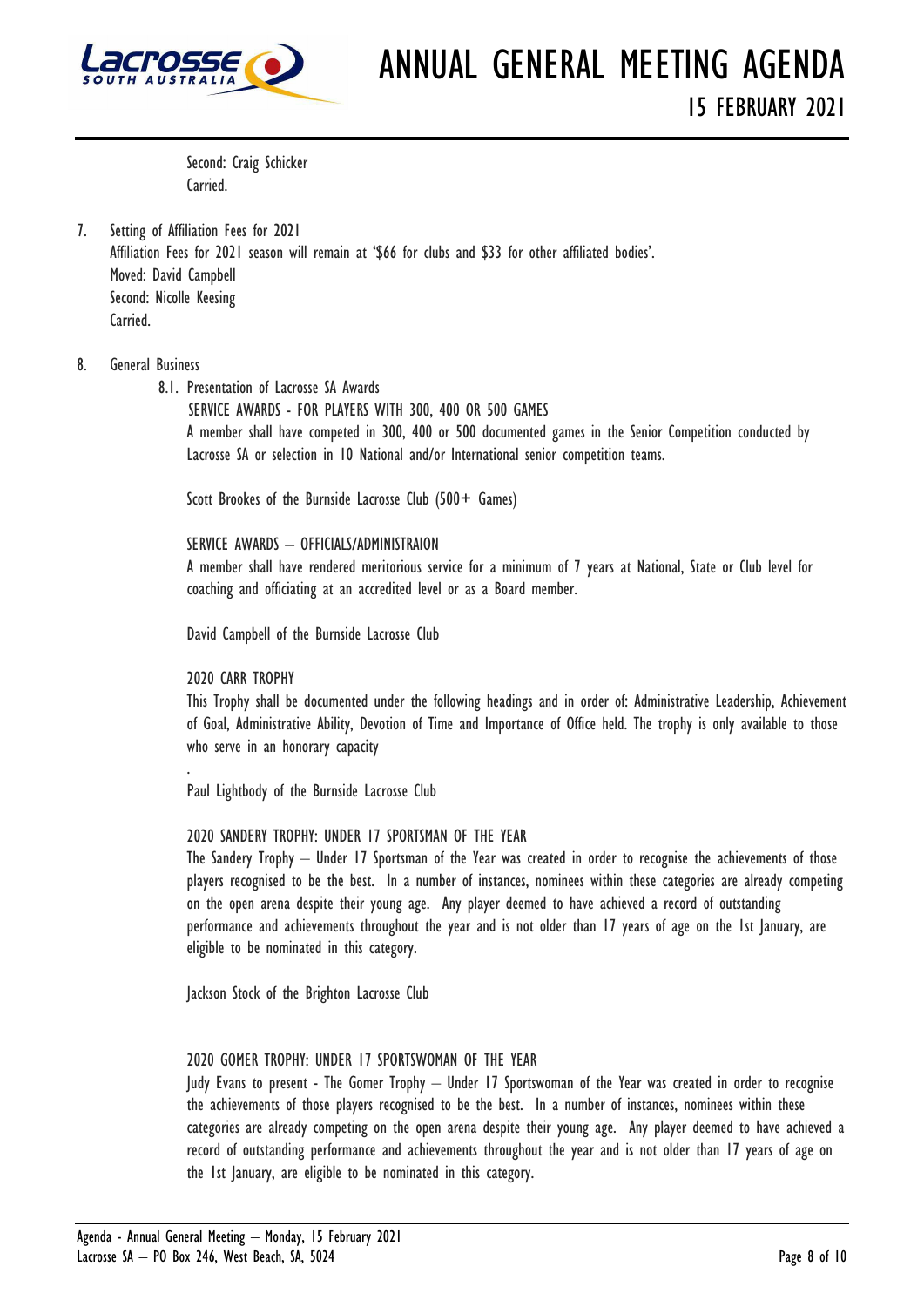Second: Craig Schicker
Carried.

7. Setting of Affiliation Fees for 2021
   Affiliation Fees for 2021 season will remain at '$66 for clubs and $33 for other affiliated bodies'.
   Moved: David Campbell
   Second: Nicolle Keesing
   Carried.

8. General Business
   8.1. Presentation of Lacrosse SA Awards

   SERVICE AWARDS - FOR PLAYERS WITH 300, 400 OR 500 GAMES

   A member shall have competed in 300, 400 or 500 documented games in the Senior Competition conducted by Lacrosse SA or selection in 10 National and/or International senior competition teams.

   Scott Brookes of the Burnside Lacrosse Club (500+ Games)

   SERVICE AWARDS – OFFICIALS/ADMINISTRAION

   A member shall have rendered meritorious service for a minimum of 7 years at National, State or Club level for coaching and officiating at an accredited level or as a Board member.

   David Campbell of the Burnside Lacrosse Club

   2020 CARR TROPHY

   This Trophy shall be documented under the following headings and in order of: Administrative Leadership, Achievement of Goal, Administrative Ability, Devotion of Time and Importance of Office held. The trophy is only available to those who serve in an honorary capacity

   .

   Paul Lightbody of the Burnside Lacrosse Club

   2020 SANDERY TROPHY: UNDER 17 SPORTSMAN OF THE YEAR

   The Sandery Trophy – Under 17 Sportsman of the Year was created in order to recognise the achievements of those players recognised to be the best. In a number of instances, nominees within these categories are already competing on the open arena despite their young age. Any player deemed to have achieved a record of outstanding performance and achievements throughout the year and is not older than 17 years of age on the 1st January, are eligible to be nominated in this category.

   Jackson Stock of the Brighton Lacrosse Club

   2020 GOMER TROPHY: UNDER 17 SPORTSWOMAN OF THE YEAR

   Judy Evans to present - The Gomer Trophy – Under 17 Sportswoman of the Year was created in order to recognise the achievements of those players recognised to be the best. In a number of instances, nominees within these categories are already competing on the open arena despite their young age. Any player deemed to have achieved a record of outstanding performance and achievements throughout the year and is not older than 17 years of age on the 1st January, are eligible to be nominated in this category.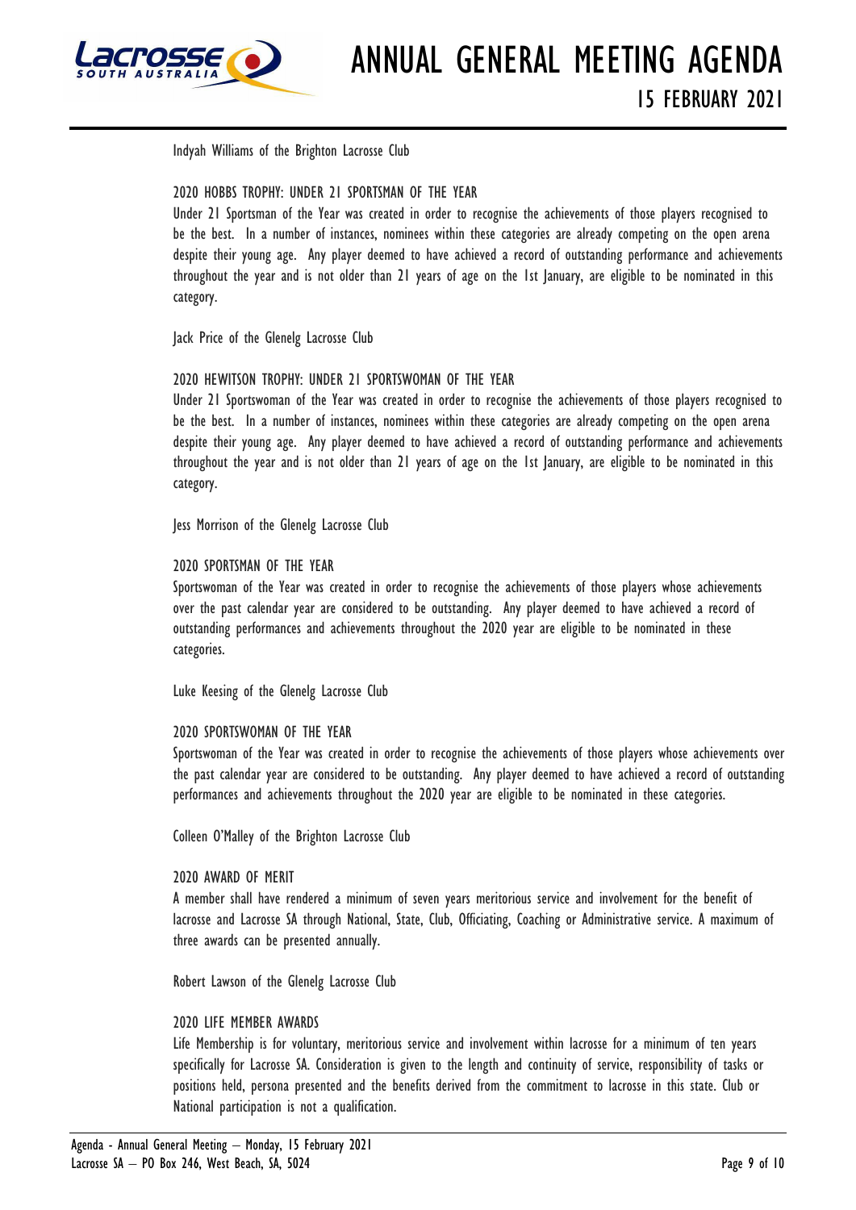Indyah Williams of the Brighton Lacrosse Club

### 2020 HOBBS TROPHY: UNDER 21 SPORTSMAN OF THE YEAR

Under 21 Sportsman of the Year was created in order to recognise the achievements of those players recognised to be the best. In a number of instances, nominees within these categories are already competing on the open arena despite their young age. Any player deemed to have achieved a record of outstanding performance and achievements throughout the year and is not older than 21 years of age on the 1st January, are eligible to be nominated in this category.

Jack Price of the Glenelg Lacrosse Club

### 2020 HEWITSON TROPHY: UNDER 21 SPORTSWOMAN OF THE YEAR

Under 21 Sportswoman of the Year was created in order to recognise the achievements of those players recognised to be the best. In a number of instances, nominees within these categories are already competing on the open arena despite their young age. Any player deemed to have achieved a record of outstanding performance and achievements throughout the year and is not older than 21 years of age on the 1st January, are eligible to be nominated in this category.

Jess Morrison of the Glenelg Lacrosse Club

### 2020 SPORTSMAN OF THE YEAR

Sportswoman of the Year was created in order to recognise the achievements of those players whose achievements over the past calendar year are considered to be outstanding. Any player deemed to have achieved a record of outstanding performances and achievements throughout the 2020 year are eligible to be nominated in these categories.

Luke Keesing of the Glenelg Lacrosse Club

### 2020 SPORTSWOMAN OF THE YEAR

Sportswoman of the Year was created in order to recognise the achievements of those players whose achievements over the past calendar year are considered to be outstanding. Any player deemed to have achieved a record of outstanding performances and achievements throughout the 2020 year are eligible to be nominated in these categories.

Colleen O'Malley of the Brighton Lacrosse Club

### 2020 AWARD OF MERIT

A member shall have rendered a minimum of seven years meritorious service and involvement for the benefit of lacrosse and Lacrosse SA through National, State, Club, Officiating, Coaching or Administrative service. A maximum of three awards can be presented annually.

Robert Lawson of the Glenelg Lacrosse Club

### 2020 LIFE MEMBER AWARDS

Life Membership is for voluntary, meritorious service and involvement within lacrosse for a minimum of ten years specifically for Lacrosse SA. Consideration is given to the length and continuity of service, responsibility of tasks or positions held, persona presented and the benefits derived from the commitment to lacrosse in this state. Club or National participation is not a qualification.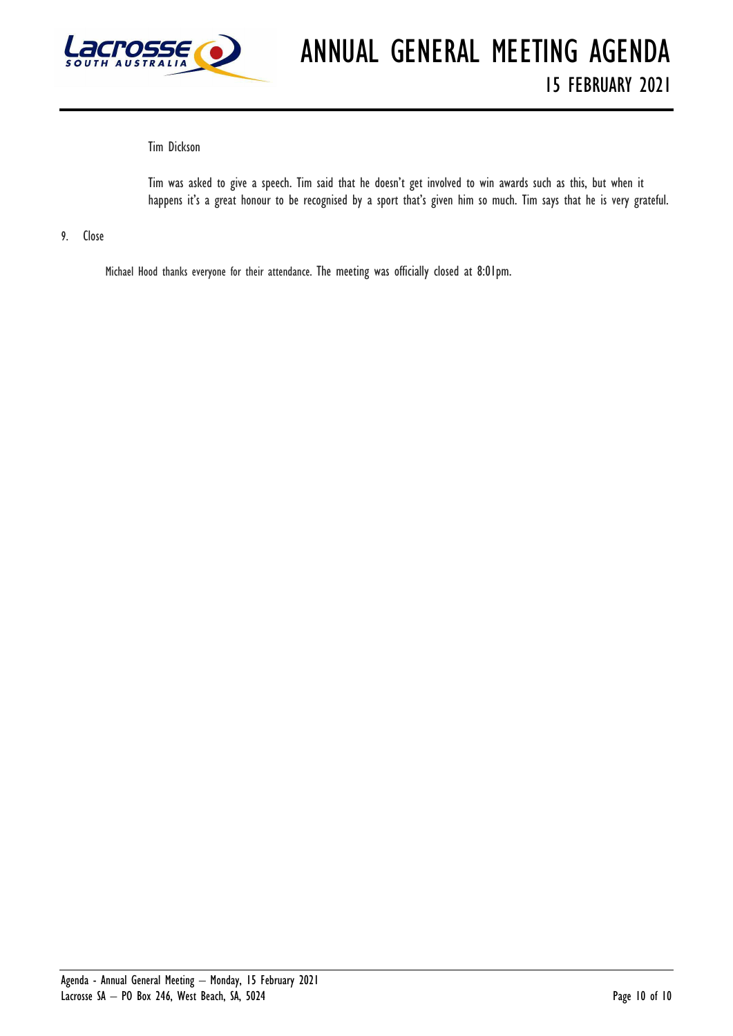Tim Dickson

Tim was asked to give a speech. Tim said that he doesn't get involved to win awards such as this, but when it happens it's a great honour to be recognised by a sport that's given him so much. Tim says that he is very grateful.

9. Close

Michael Hood thanks everyone for their attendance. The meeting was officially closed at 8:01pm.